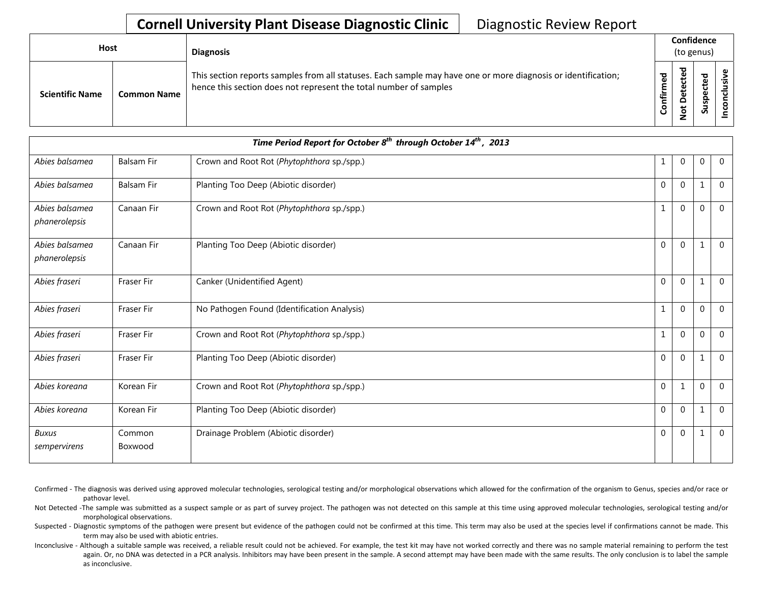# Cornell University Plant Disease Diagnostic Clinic

Diagnostic Review Report

| Host | | Diagnosis | Confidence (to genus) | | | |
|---|---|---|---|---|---|---|
| **Scientific Name** | **Common Name** | This section reports samples from all statuses. Each sample may have one or more diagnosis or identification; hence this section does not represent the total number of samples | **Confirmed** | **Not Detected** | **Suspected** | **Inconclusive** |
| ***Time Period Report for October 8th through October 14th, 2013*** | | | | | | |
| *Abies balsamea* | Balsam Fir | Crown and Root Rot (*Phytophthora* sp./spp.) | 1 | 0 | 0 | 0 |
| *Abies balsamea* | Balsam Fir | Planting Too Deep (Abiotic disorder) | 0 | 0 | 1 | 0 |
| *Abies balsamea phanerolepsis* | Canaan Fir | Crown and Root Rot (*Phytophthora* sp./spp.) | 1 | 0 | 0 | 0 |
| *Abies balsamea phanerolepsis* | Canaan Fir | Planting Too Deep (Abiotic disorder) | 0 | 0 | 1 | 0 |
| *Abies fraseri* | Fraser Fir | Canker (Unidentified Agent) | 0 | 0 | 1 | 0 |
| *Abies fraseri* | Fraser Fir | No Pathogen Found (Identification Analysis) | 1 | 0 | 0 | 0 |
| *Abies fraseri* | Fraser Fir | Crown and Root Rot (*Phytophthora* sp./spp.) | 1 | 0 | 0 | 0 |
| *Abies fraseri* | Fraser Fir | Planting Too Deep (Abiotic disorder) | 0 | 0 | 1 | 0 |
| *Abies koreana* | Korean Fir | Crown and Root Rot (*Phytophthora* sp./spp.) | 0 | 1 | 0 | 0 |
| *Abies koreana* | Korean Fir | Planting Too Deep (Abiotic disorder) | 0 | 0 | 1 | 0 |
| *Buxus sempervirens* | Common Boxwood | Drainage Problem (Abiotic disorder) | 0 | 0 | 1 | 0 |

Confirmed - The diagnosis was derived using approved molecular technologies, serological testing and/or morphological observations which allowed for the confirmation of the organism to Genus, species and/or race or pathovar level.

Not Detected -The sample was submitted as a suspect sample or as part of survey project. The pathogen was not detected on this sample at this time using approved molecular technologies, serological testing and/or morphological observations.

Suspected - Diagnostic symptoms of the pathogen were present but evidence of the pathogen could not be confirmed at this time. This term may also be used at the species level if confirmations cannot be made. This term may also be used with abiotic entries.

Inconclusive - Although a suitable sample was received, a reliable result could not be achieved. For example, the test kit may have not worked correctly and there was no sample material remaining to perform the test again. Or, no DNA was detected in a PCR analysis. Inhibitors may have been present in the sample. A second attempt may have been made with the same results. The only conclusion is to label the sample as inconclusive.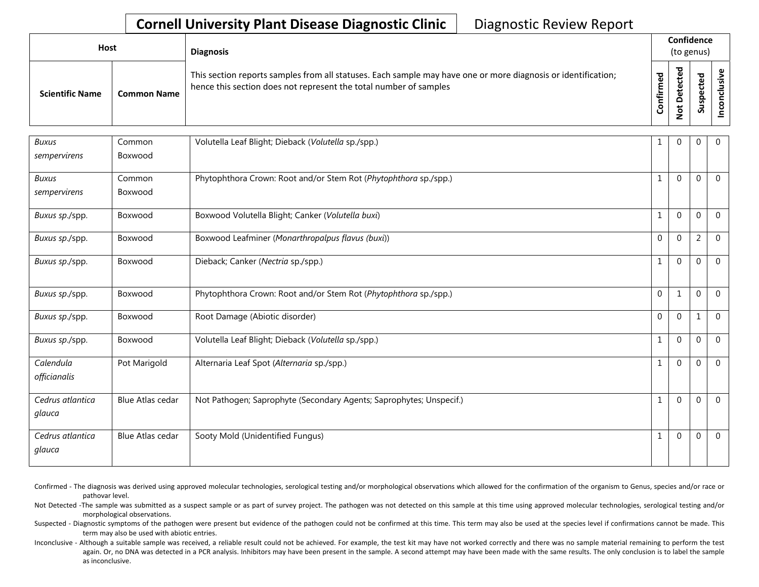**Cornell University Plant Disease Diagnostic Clinic** Diagnostic Review Report

| Host | | Diagnosis | Confidence (to genus) | | | |
|---|---|---|---|---|---|---|
| **Scientific Name** | **Common Name** | This section reports samples from all statuses. Each sample may have one or more diagnosis or identification; hence this section does not represent the total number of samples | **Confirmed** | **Not Detected** | **Suspected** | **Inconclusive** |
| *Buxus sempervirens* | Common Boxwood | Volutella Leaf Blight; Dieback (*Volutella* sp./spp.) | 1 | 0 | 0 | 0 |
| *Buxus sempervirens* | Common Boxwood | Phytophthora Crown: Root and/or Stem Rot (*Phytophthora* sp./spp.) | 1 | 0 | 0 | 0 |
| *Buxus sp.*/spp. | Boxwood | Boxwood Volutella Blight; Canker (*Volutella buxi*) | 1 | 0 | 0 | 0 |
| *Buxus sp.*/spp. | Boxwood | Boxwood Leafminer (*Monarthropalpus flavus (buxi)*) | 0 | 0 | 2 | 0 |
| *Buxus sp.*/spp. | Boxwood | Dieback; Canker (*Nectria* sp./spp.) | 1 | 0 | 0 | 0 |
| *Buxus sp.*/spp. | Boxwood | Phytophthora Crown: Root and/or Stem Rot (*Phytophthora* sp./spp.) | 0 | 1 | 0 | 0 |
| *Buxus sp.*/spp. | Boxwood | Root Damage (Abiotic disorder) | 0 | 0 | 1 | 0 |
| *Buxus sp.*/spp. | Boxwood | Volutella Leaf Blight; Dieback (*Volutella* sp./spp.) | 1 | 0 | 0 | 0 |
| *Calendula officianalis* | Pot Marigold | Alternaria Leaf Spot (*Alternaria* sp./spp.) | 1 | 0 | 0 | 0 |
| *Cedrus atlantica glauca* | Blue Atlas cedar | Not Pathogen; Saprophyte (Secondary Agents; Saprophytes; Unspecif.) | 1 | 0 | 0 | 0 |
| *Cedrus atlantica glauca* | Blue Atlas cedar | Sooty Mold (Unidentified Fungus) | 1 | 0 | 0 | 0 |

Confirmed - The diagnosis was derived using approved molecular technologies, serological testing and/or morphological observations which allowed for the confirmation of the organism to Genus, species and/or race or pathovar level.

Not Detected -The sample was submitted as a suspect sample or as part of survey project. The pathogen was not detected on this sample at this time using approved molecular technologies, serological testing and/or morphological observations.

Suspected - Diagnostic symptoms of the pathogen were present but evidence of the pathogen could not be confirmed at this time. This term may also be used at the species level if confirmations cannot be made. This term may also be used with abiotic entries.

Inconclusive - Although a suitable sample was received, a reliable result could not be achieved. For example, the test kit may have not worked correctly and there was no sample material remaining to perform the test again. Or, no DNA was detected in a PCR analysis. Inhibitors may have been present in the sample. A second attempt may have been made with the same results. The only conclusion is to label the sample as inconclusive.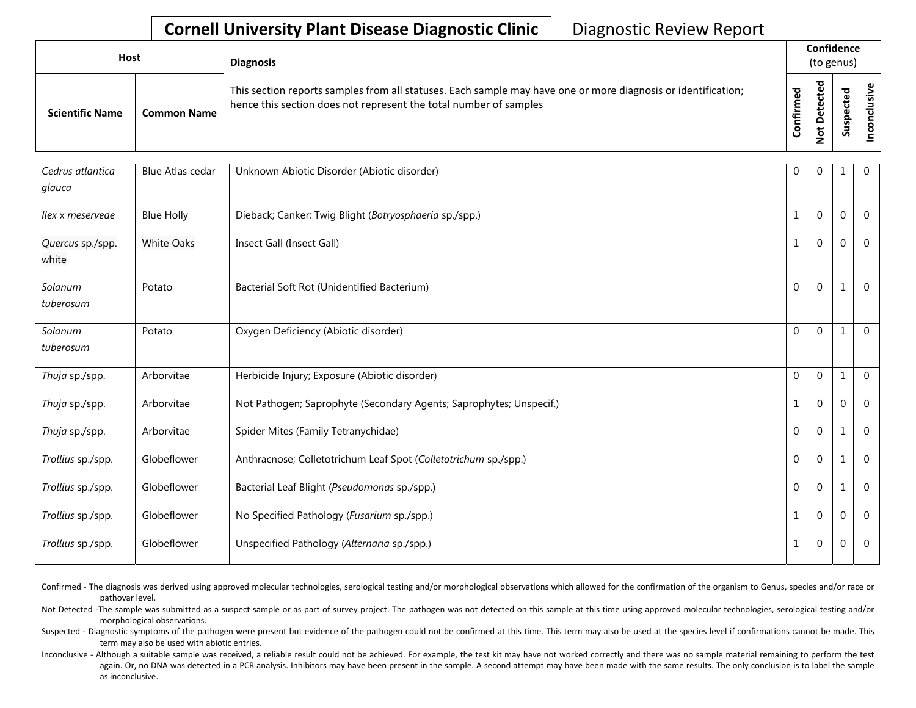# Cornell University Plant Disease Diagnostic Clinic

Diagnostic Review Report

| Host | | Diagnosis | Confidence (to genus) | | | |
|---|---|---|---|---|---|---|
| Scientific Name | Common Name | This section reports samples from all statuses. Each sample may have one or more diagnosis or identification; hence this section does not represent the total number of samples | Confirmed | Not Detected | Suspected | Inconclusive |
| *Cedrus atlantica glauca* | Blue Atlas cedar | Unknown Abiotic Disorder (Abiotic disorder) | 0 | 0 | 1 | 0 |
| *Ilex* x *meserveae* | Blue Holly | Dieback; Canker; Twig Blight (*Botryosphaeria* sp./spp.) | 1 | 0 | 0 | 0 |
| *Quercus* sp./spp. white | White Oaks | Insect Gall (Insect Gall) | 1 | 0 | 0 | 0 |
| *Solanum tuberosum* | Potato | Bacterial Soft Rot (Unidentified Bacterium) | 0 | 0 | 1 | 0 |
| *Solanum tuberosum* | Potato | Oxygen Deficiency (Abiotic disorder) | 0 | 0 | 1 | 0 |
| *Thuja* sp./spp. | Arborvitae | Herbicide Injury; Exposure (Abiotic disorder) | 0 | 0 | 1 | 0 |
| *Thuja* sp./spp. | Arborvitae | Not Pathogen; Saprophyte (Secondary Agents; Saprophytes; Unspecif.) | 1 | 0 | 0 | 0 |
| *Thuja* sp./spp. | Arborvitae | Spider Mites (Family Tetranychidae) | 0 | 0 | 1 | 0 |
| *Trollius* sp./spp. | Globeflower | Anthracnose; Colletotrichum Leaf Spot (*Colletotrichum* sp./spp.) | 0 | 0 | 1 | 0 |
| *Trollius* sp./spp. | Globeflower | Bacterial Leaf Blight (*Pseudomonas* sp./spp.) | 0 | 0 | 1 | 0 |
| *Trollius* sp./spp. | Globeflower | No Specified Pathology (*Fusarium* sp./spp.) | 1 | 0 | 0 | 0 |
| *Trollius* sp./spp. | Globeflower | Unspecified Pathology (*Alternaria* sp./spp.) | 1 | 0 | 0 | 0 |

Confirmed - The diagnosis was derived using approved molecular technologies, serological testing and/or morphological observations which allowed for the confirmation of the organism to Genus, species and/or race or pathovar level.

Not Detected -The sample was submitted as a suspect sample or as part of survey project. The pathogen was not detected on this sample at this time using approved molecular technologies, serological testing and/or morphological observations.

Suspected - Diagnostic symptoms of the pathogen were present but evidence of the pathogen could not be confirmed at this time. This term may also be used at the species level if confirmations cannot be made. This term may also be used with abiotic entries.

Inconclusive - Although a suitable sample was received, a reliable result could not be achieved. For example, the test kit may have not worked correctly and there was no sample material remaining to perform the test again. Or, no DNA was detected in a PCR analysis. Inhibitors may have been present in the sample. A second attempt may have been made with the same results. The only conclusion is to label the sample as inconclusive.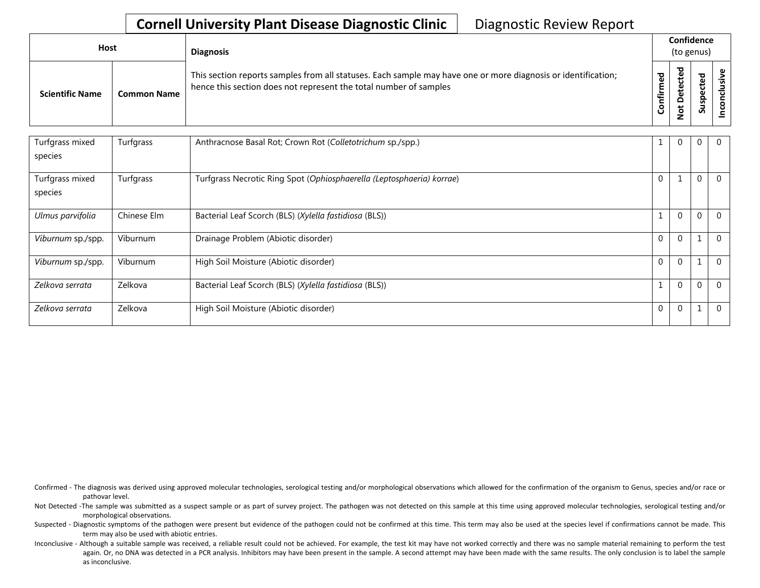**Cornell University Plant Disease Diagnostic Clinic** Diagnostic Review Report

| Host | | Diagnosis | Confidence (to genus) | | | |
|---|---|---|---|---|---|---|
| **Scientific Name** | **Common Name** | This section reports samples from all statuses. Each sample may have one or more diagnosis or identification; hence this section does not represent the total number of samples | **Confirmed** | **Not Detected** | **Suspected** | **Inconclusive** |
| Turfgrass mixed species | Turfgrass | Anthracnose Basal Rot; Crown Rot (*Colletotrichum* sp./spp.) | 1 | 0 | 0 | 0 |
| Turfgrass mixed species | Turfgrass | Turfgrass Necrotic Ring Spot (*Ophiosphaerella (Leptosphaeria) korrae*) | 0 | 1 | 0 | 0 |
| *Ulmus parvifolia* | Chinese Elm | Bacterial Leaf Scorch (BLS) (*Xylella fastidiosa* (BLS)) | 1 | 0 | 0 | 0 |
| *Viburnum* sp./spp. | Viburnum | Drainage Problem (Abiotic disorder) | 0 | 0 | 1 | 0 |
| *Viburnum* sp./spp. | Viburnum | High Soil Moisture (Abiotic disorder) | 0 | 0 | 1 | 0 |
| *Zelkova serrata* | Zelkova | Bacterial Leaf Scorch (BLS) (*Xylella fastidiosa* (BLS)) | 1 | 0 | 0 | 0 |
| *Zelkova serrata* | Zelkova | High Soil Moisture (Abiotic disorder) | 0 | 0 | 1 | 0 |

Confirmed - The diagnosis was derived using approved molecular technologies, serological testing and/or morphological observations which allowed for the confirmation of the organism to Genus, species and/or race or pathovar level.

Not Detected -The sample was submitted as a suspect sample or as part of survey project. The pathogen was not detected on this sample at this time using approved molecular technologies, serological testing and/or morphological observations.

Suspected - Diagnostic symptoms of the pathogen were present but evidence of the pathogen could not be confirmed at this time. This term may also be used at the species level if confirmations cannot be made. This term may also be used with abiotic entries.

Inconclusive - Although a suitable sample was received, a reliable result could not be achieved. For example, the test kit may have not worked correctly and there was no sample material remaining to perform the test again. Or, no DNA was detected in a PCR analysis. Inhibitors may have been present in the sample. A second attempt may have been made with the same results. The only conclusion is to label the sample as inconclusive.